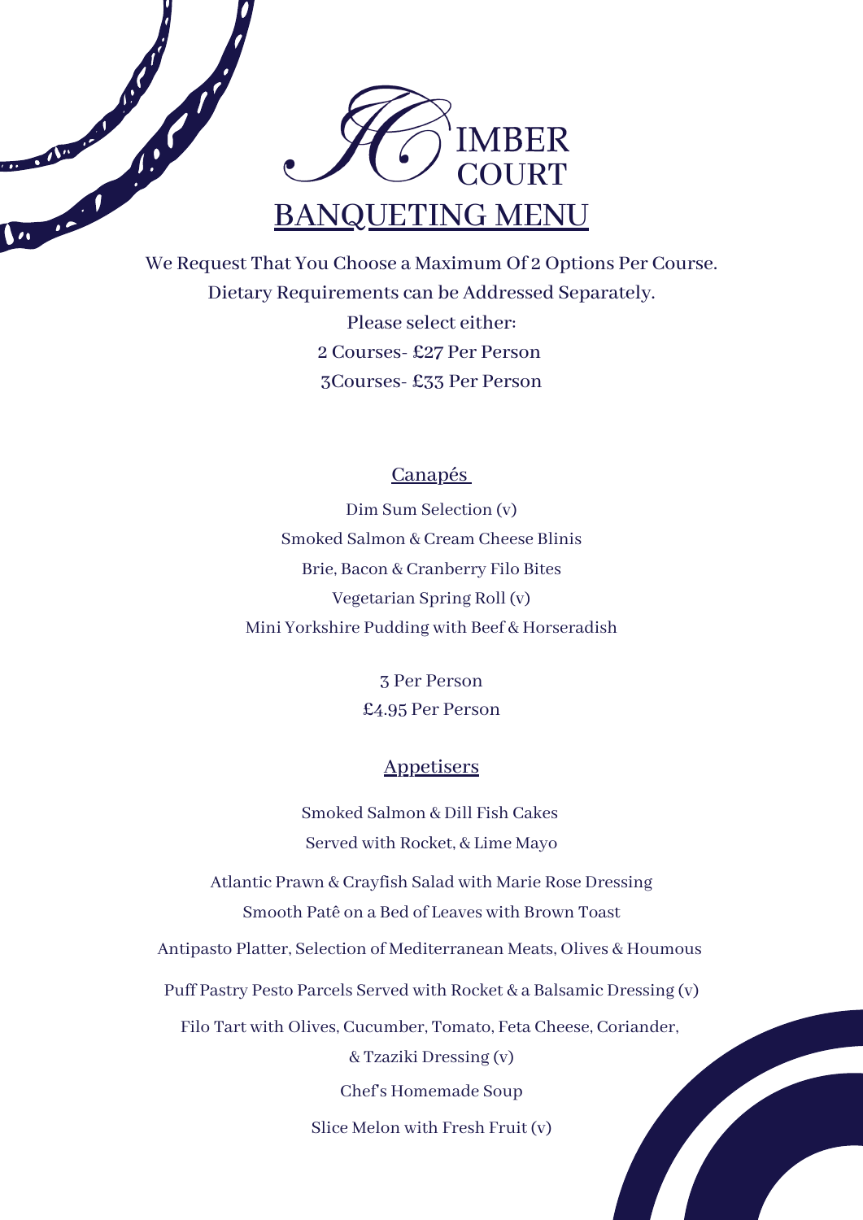# IMBER COURT

## BANQUETING MENU

We Request That You Choose a Maximum Of 2 Options Per Course.

Dietary Requirements can be Addressed Separately.

Please select either:

2 Courses- £27 Per Person

3Courses- £33 Per Person

### Canapés

Dim Sum Selection (v)

Smoked Salmon & Cream Cheese Blinis

Brie, Bacon & Cranberry Filo Bites

Vegetarian Spring Roll (v)

Mini Yorkshire Pudding with Beef & Horseradish

3 Per Person

£4.95 Per Person

### Appetisers

Smoked Salmon & Dill Fish Cakes
Served with Rocket, & Lime Mayo

Atlantic Prawn & Crayfish Salad with Marie Rose Dressing

Smooth Patê on a Bed of Leaves with Brown Toast

Antipasto Platter, Selection of Mediterranean Meats, Olives & Houmous

Puff Pastry Pesto Parcels Served with Rocket & a Balsamic Dressing (v)

Filo Tart with Olives, Cucumber, Tomato, Feta Cheese, Coriander,
& Tzaziki Dressing (v)

Chef's Homemade Soup

Slice Melon with Fresh Fruit (v)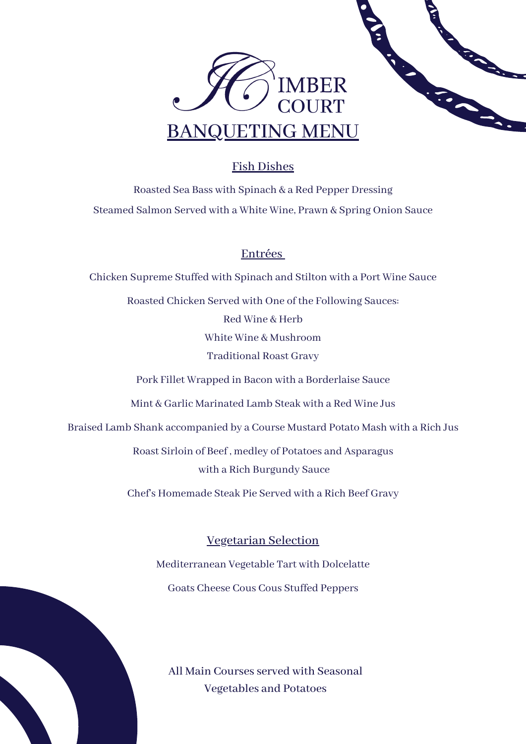# IMBER COURT

## BANQUETING MENU

### Fish Dishes

Roasted Sea Bass with Spinach & a Red Pepper Dressing

Steamed Salmon Served with a White Wine, Prawn & Spring Onion Sauce

### Entrées

Chicken Supreme Stuffed with Spinach and Stilton with a Port Wine Sauce

Roasted Chicken Served with One of the Following Sauces:

Red Wine & Herb

White Wine & Mushroom

Traditional Roast Gravy

Pork Fillet Wrapped in Bacon with a Borderlaise Sauce

Mint & Garlic Marinated Lamb Steak with a Red Wine Jus

Braised Lamb Shank accompanied by a Course Mustard Potato Mash with a Rich Jus

Roast Sirloin of Beef , medley of Potatoes and Asparagus
with a Rich Burgundy Sauce

Chef's Homemade Steak Pie Served with a Rich Beef Gravy

### Vegetarian Selection

Mediterranean Vegetable Tart with Dolcelatte

Goats Cheese Cous Cous Stuffed Peppers

All Main Courses served with Seasonal
Vegetables and Potatoes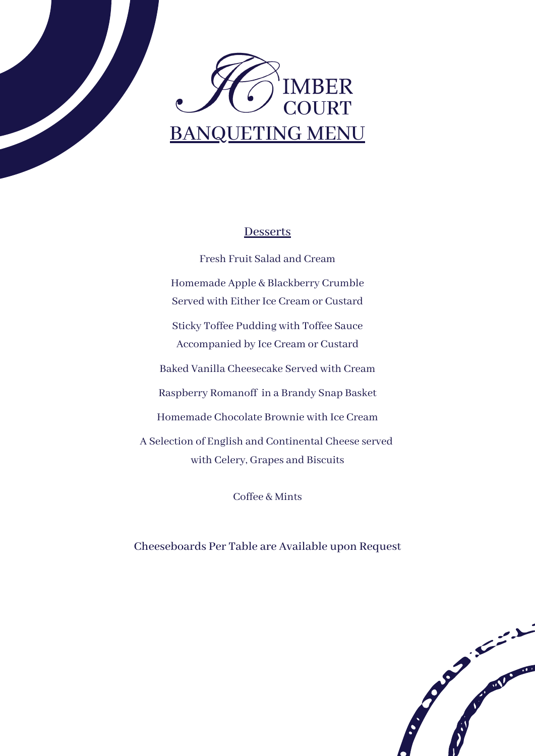# IMBER COURT

## BANQUETING MENU

### Desserts

Fresh Fruit Salad and Cream

Homemade Apple & Blackberry Crumble
Served with Either Ice Cream or Custard

Sticky Toffee Pudding with Toffee Sauce
Accompanied by Ice Cream or Custard

Baked Vanilla Cheesecake Served with Cream

Raspberry Romanoff in a Brandy Snap Basket

Homemade Chocolate Brownie with Ice Cream

A Selection of English and Continental Cheese served
with Celery, Grapes and Biscuits

Coffee & Mints

Cheeseboards Per Table are Available upon Request